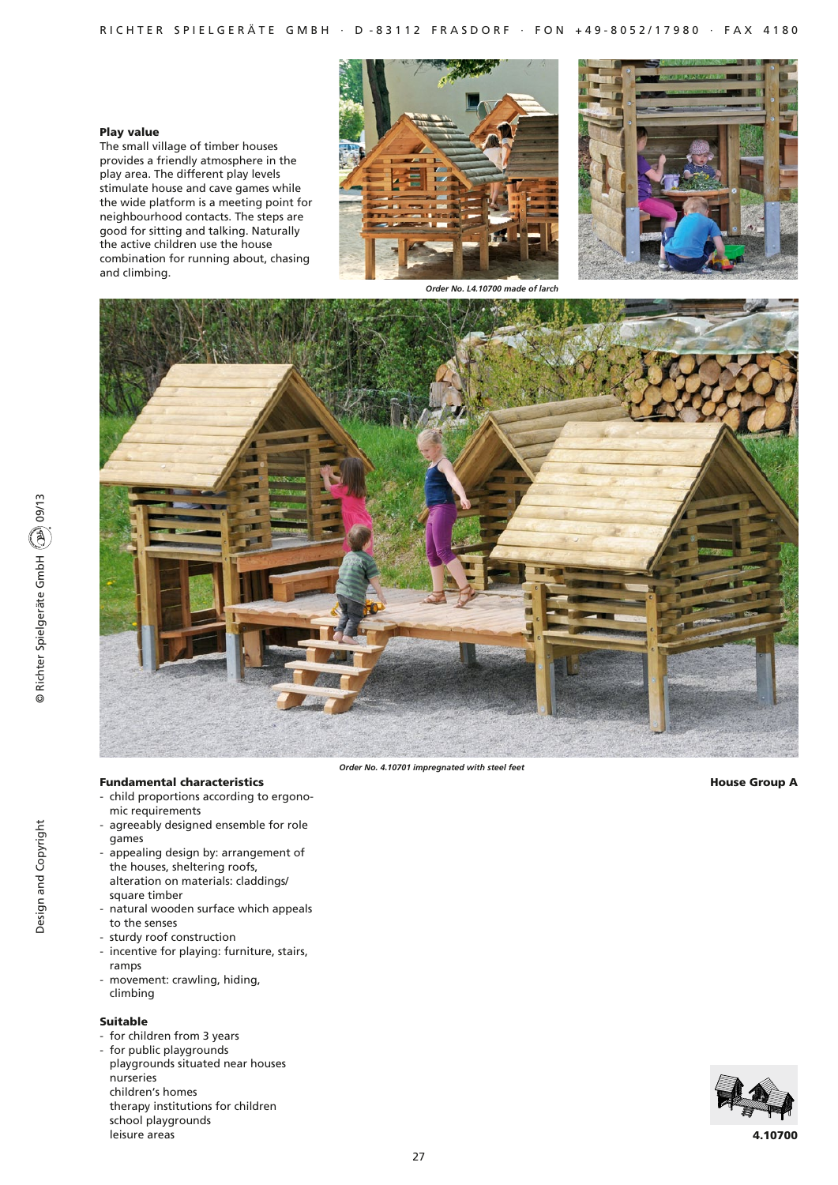### Play value

The small village of timber houses provides a friendly atmosphere in the play area. The different play levels stimulate house and cave games while the wide platform is a meeting point for neighbourhood contacts. The steps are good for sitting and talking. Naturally the active children use the house combination for running about, chasing and climbing.

*Order No. L4.10700 made of larch*

*Order No. 4.10701 impregnated with steel feet*

### Fundamental characteristics

- child proportions according to ergonomic requirements
- agreeably designed ensemble for role games
- appealing design by: arrangement of the houses, sheltering roofs, alteration on materials: claddings/ square timber
- natural wooden surface which appeals to the senses
- sturdy roof construction
- incentive for playing: furniture, stairs, ramps
- movement: crawling, hiding, climbing

### Suitable

- for children from 3 years
- for public playgrounds
  playgrounds situated near houses
  nurseries
  children's homes
  therapy institutions for children
  school playgrounds
  leisure areas

**House Group A**

**4.10700**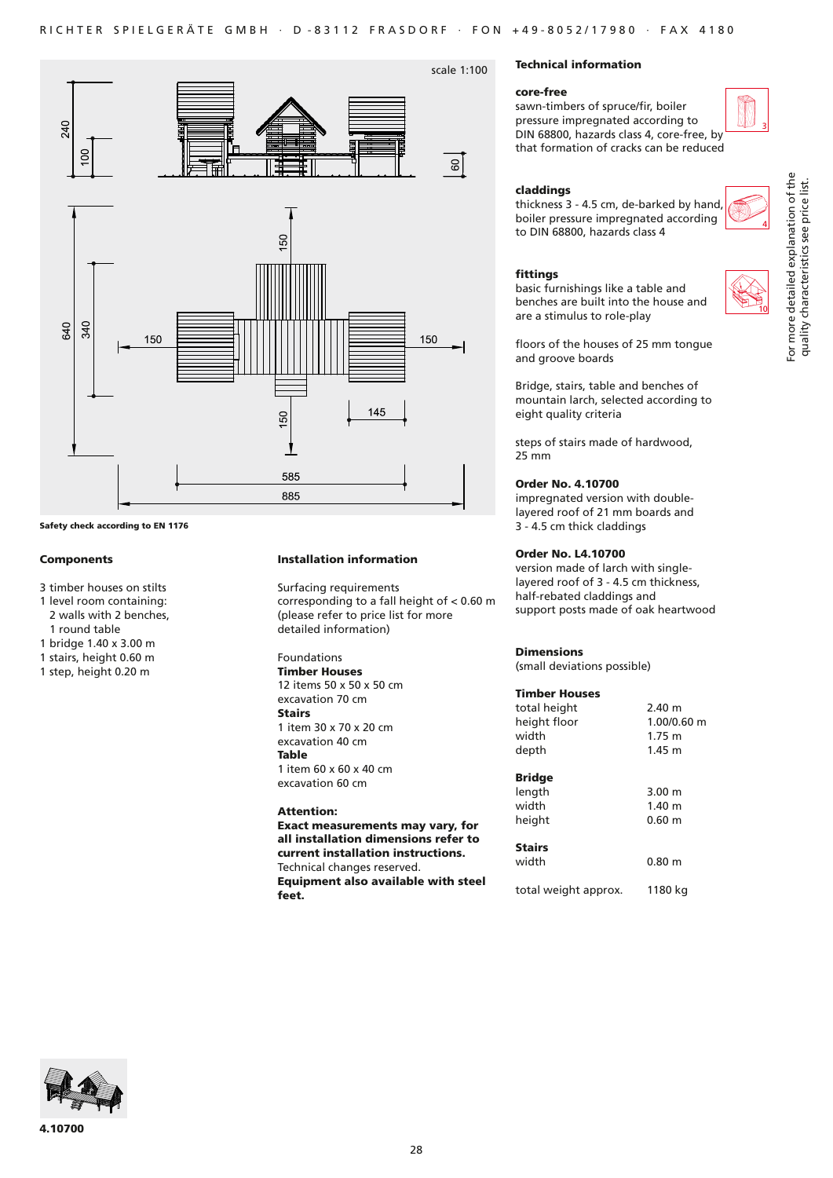scale 1:100

240
100
60
640
340
150
150
150
150
145
585
885

**Safety check according to EN 1176**

## Components

3 timber houses on stilts
1 level room containing:
  2 walls with 2 benches,
  1 round table
1 bridge 1.40 x 3.00 m
1 stairs, height 0.60 m
1 step, height 0.20 m

## Installation information

Surfacing requirements
corresponding to a fall height of < 0.60 m
(please refer to price list for more detailed information)

Foundations
**Timber Houses**
12 items 50 x 50 x 50 cm
excavation 70 cm
**Stairs**
1 item 30 x 70 x 20 cm
excavation 40 cm
**Table**
1 item 60 x 60 x 40 cm
excavation 60 cm

**Attention:**
**Exact measurements may vary, for all installation dimensions refer to current installation instructions.**
Technical changes reserved.
**Equipment also available with steel feet.**

## Technical information

**core-free**
sawn-timbers of spruce/fir, boiler pressure impregnated according to DIN 68800, hazards class 4, core-free, by that formation of cracks can be reduced

3

**claddings**
thickness 3 - 4.5 cm, de-barked by hand, boiler pressure impregnated according to DIN 68800, hazards class 4

4

**fittings**
basic furnishings like a table and benches are built into the house and are a stimulus to role-play

10

floors of the houses of 25 mm tongue and groove boards

Bridge, stairs, table and benches of mountain larch, selected according to eight quality criteria

steps of stairs made of hardwood, 25 mm

For more detailed explanation of the quality characteristics see price list.

**Order No. 4.10700**
impregnated version with double-layered roof of 21 mm boards and 3 - 4.5 cm thick claddings

**Order No. L4.10700**
version made of larch with single-layered roof of 3 - 4.5 cm thickness, half-rebated claddings and support posts made of oak heartwood

## Dimensions
(small deviations possible)

| | |
|---|---|
| **Timber Houses** | |
| total height | 2.40 m |
| height floor | 1.00/0.60 m |
| width | 1.75 m |
| depth | 1.45 m |
| **Bridge** | |
| length | 3.00 m |
| width | 1.40 m |
| height | 0.60 m |
| **Stairs** | |
| width | 0.80 m |
| total weight approx. | 1180 kg |

**4.10700**